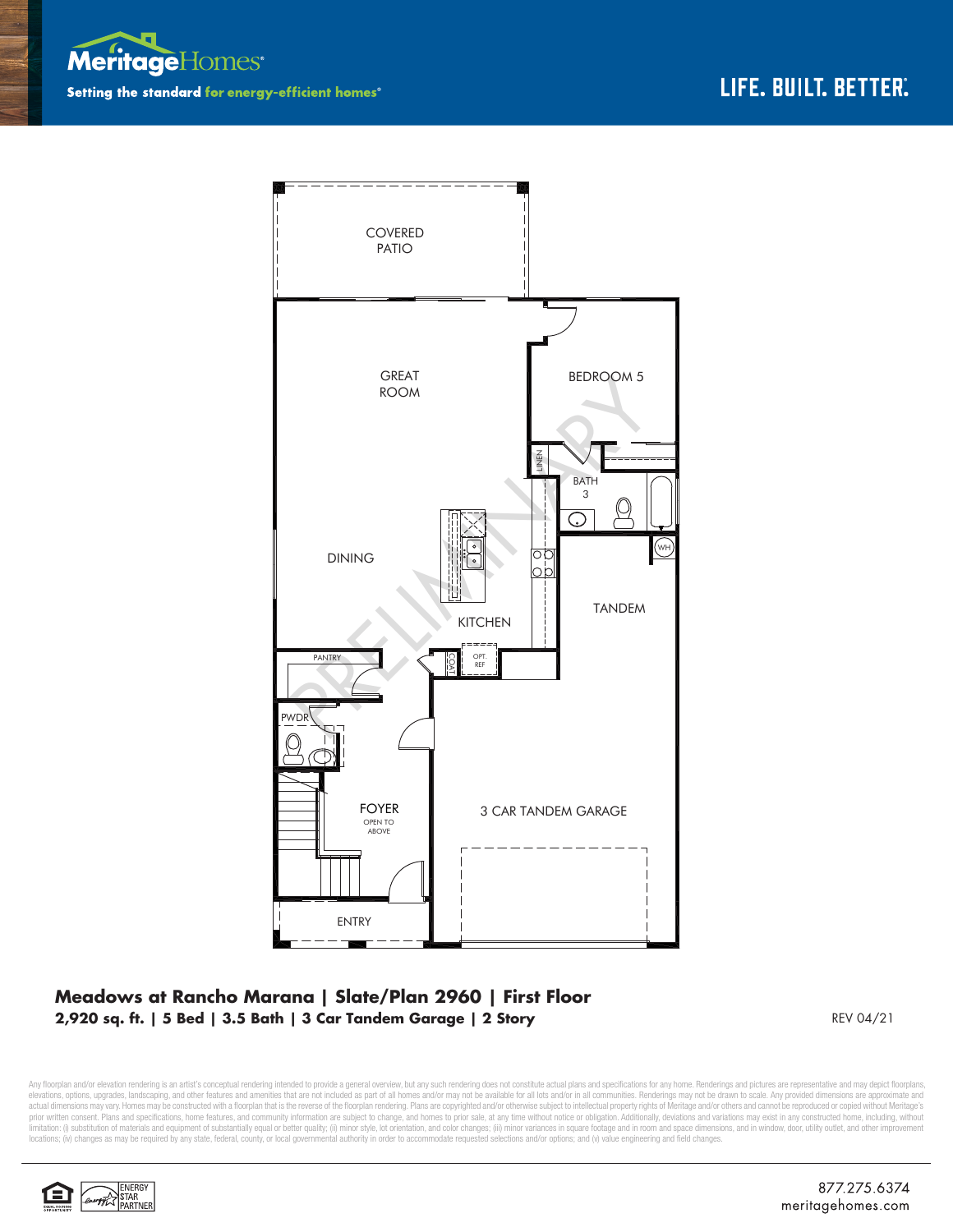**Meritage**Homes®

**Setting the standard for energy-efficient homes®**

LIFE. BUILT. BETTER.®

COVERED PATIO

GREAT ROOM

BEDROOM 5

LINEN

BATH 3

WH

DINING

KITCHEN

TANDEM

PANTRY

COAT

OPT. REF

PWDR

FOYER
OPEN TO ABOVE

3 CAR TANDEM GARAGE

ENTRY

PRELIMINARY

## Meadows at Rancho Marana | Slate/Plan 2960 | First Floor

**2,920 sq. ft. | 5 Bed | 3.5 Bath | 3 Car Tandem Garage | 2 Story**

REV 04/21

Any floorplan and/or elevation rendering is an artist's conceptual rendering intended to provide a general overview, but any such rendering does not constitute actual plans and specifications for any home. Renderings and pictures are representative and may depict floorplans, elevations, options, upgrades, landscaping, and other features and amenities that are not included as part of all homes and/or may not be available for all lots and/or in all communities. Renderings may not be drawn to scale. Any provided dimensions are approximate and actual dimensions may vary. Homes may be constructed with a floorplan that is the reverse of the floorplan rendering. Plans are copyrighted and/or otherwise subject to intellectual property rights of Meritage and/or others and cannot be reproduced or copied without Meritage's prior written consent. Plans and specifications, home features, and community information are subject to change, and homes to prior sale, at any time without notice or obligation. Additionally, deviations and variations may exist in any constructed home, including, without limitation: (i) substitution of materials and equipment of substantially equal or better quality; (ii) minor style, lot orientation, and color changes; (iii) minor variances in square footage and in room and space dimensions, and in window, door, utility outlet, and other improvement locations; (iv) changes as may be required by any state, federal, county, or local governmental authority in order to accommodate requested selections and/or options; and (v) value engineering and field changes.

ENERGY STAR PARTNER

877.275.6374
meritagehomes.com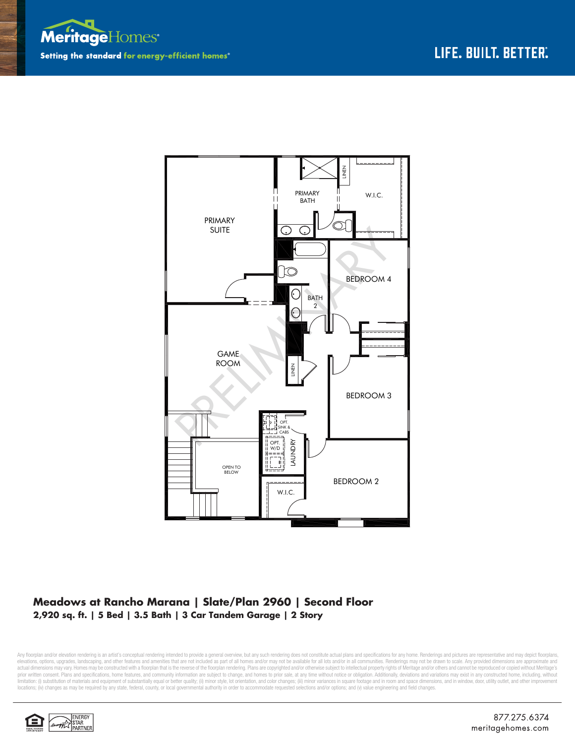Meritage Homes

Setting the standard for energy-efficient homes®

LIFE. BUILT. BETTER.

PRIMARY SUITE

PRIMARY BATH

LINEN

W.I.C.

BEDROOM 4

BATH 2

GAME ROOM

LINEN

BEDROOM 3

OPT. SINK & CABS

OPT. W/D

LAUNDRY

OPEN TO BELOW

BEDROOM 2

W.I.C.

PRELIMINARY

## Meadows at Rancho Marana | Slate/Plan 2960 | Second Floor

**2,920 sq. ft. | 5 Bed | 3.5 Bath | 3 Car Tandem Garage | 2 Story**

Any floorplan and/or elevation rendering is an artist's conceptual rendering intended to provide a general overview, but any such rendering does not constitute actual plans and specifications for any home. Renderings and pictures are representative and may depict floorplans, elevations, options, upgrades, landscaping, and other features and amenities that are not included as part of all homes and/or may not be available for all lots and/or in all communities. Renderings may not be drawn to scale. Any provided dimensions are approximate and actual dimensions may vary. Homes may be constructed with a floorplan that is the reverse of the floorplan rendering. Plans are copyrighted and/or otherwise subject to intellectual property rights of Meritage and/or others and cannot be reproduced or copied without Meritage's prior written consent. Plans and specifications, home features, and community information are subject to change, and homes to prior sale, at any time without notice or obligation. Additionally, deviations and variations may exist in any constructed home, including, without limitation: (i) substitution of materials and equipment of substantially equal or better quality; (ii) minor style, lot orientation, and color changes; (iii) minor variances in square footage and in room and space dimensions, and in window, door, utility outlet, and other improvement locations; (iv) changes as may be required by any state, federal, county, or local governmental authority in order to accommodate requested selections and/or options; and (v) value engineering and field changes.

ENERGY STAR PARTNER

877.275.6374
meritagehomes.com